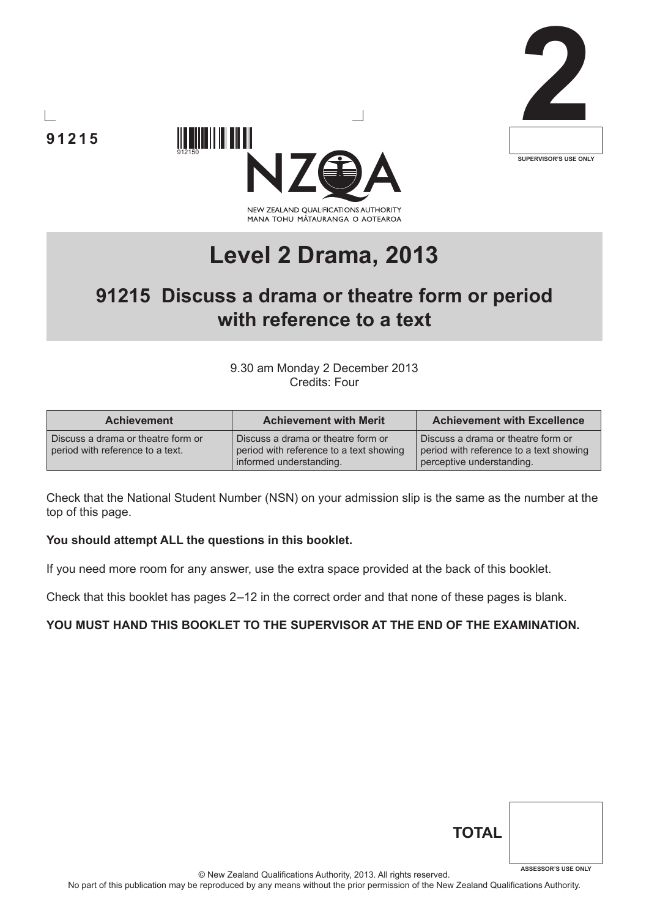91215

2

SUPERVISOR'S USE ONLY

NEW ZEALAND QUALIFICATIONS AUTHORITY
MANA TOHU MĀTAURANGA O AOTEAROA

# Level 2 Drama, 2013

## 91215 Discuss a drama or theatre form or period with reference to a text

9.30 am Monday 2 December 2013
Credits: Four

| Achievement | Achievement with Merit | Achievement with Excellence |
|---|---|---|
| Discuss a drama or theatre form or period with reference to a text. | Discuss a drama or theatre form or period with reference to a text showing informed understanding. | Discuss a drama or theatre form or period with reference to a text showing perceptive understanding. |

Check that the National Student Number (NSN) on your admission slip is the same as the number at the top of this page.

**You should attempt ALL the questions in this booklet.**

If you need more room for any answer, use the extra space provided at the back of this booklet.

Check that this booklet has pages 2–12 in the correct order and that none of these pages is blank.

**YOU MUST HAND THIS BOOKLET TO THE SUPERVISOR AT THE END OF THE EXAMINATION.**

**TOTAL**

ASSESSOR'S USE ONLY

© New Zealand Qualifications Authority, 2013. All rights reserved.
No part of this publication may be reproduced by any means without the prior permission of the New Zealand Qualifications Authority.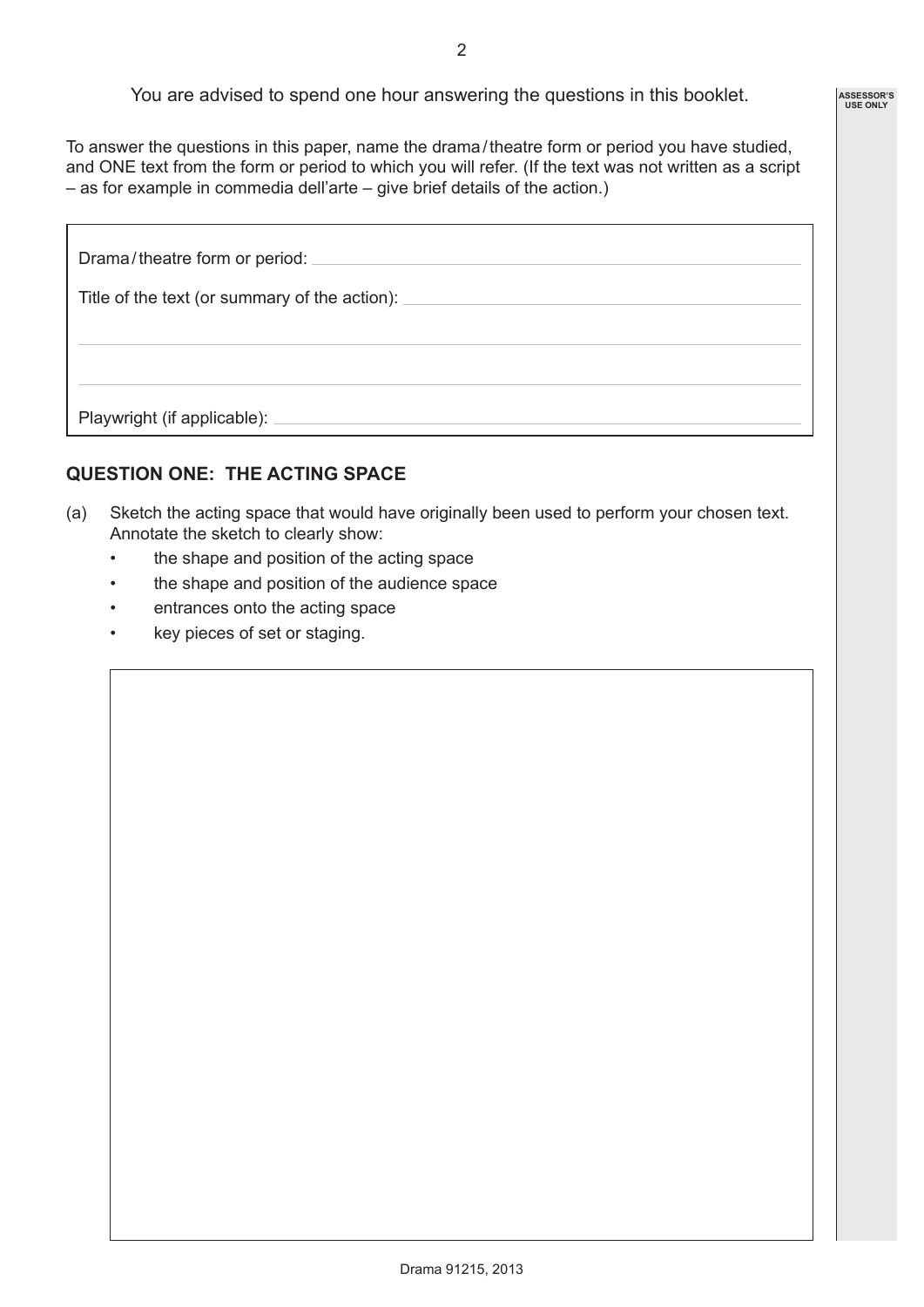You are advised to spend one hour answering the questions in this booklet.

To answer the questions in this paper, name the drama / theatre form or period you have studied, and ONE text from the form or period to which you will refer. (If the text was not written as a script – as for example in commedia dell'arte – give brief details of the action.)

Drama / theatre form or period:

Title of the text (or summary of the action):

Playwright (if applicable):

## QUESTION ONE: THE ACTING SPACE

(a) Sketch the acting space that would have originally been used to perform your chosen text. Annotate the sketch to clearly show:

- the shape and position of the acting space
- the shape and position of the audience space
- entrances onto the acting space
- key pieces of set or staging.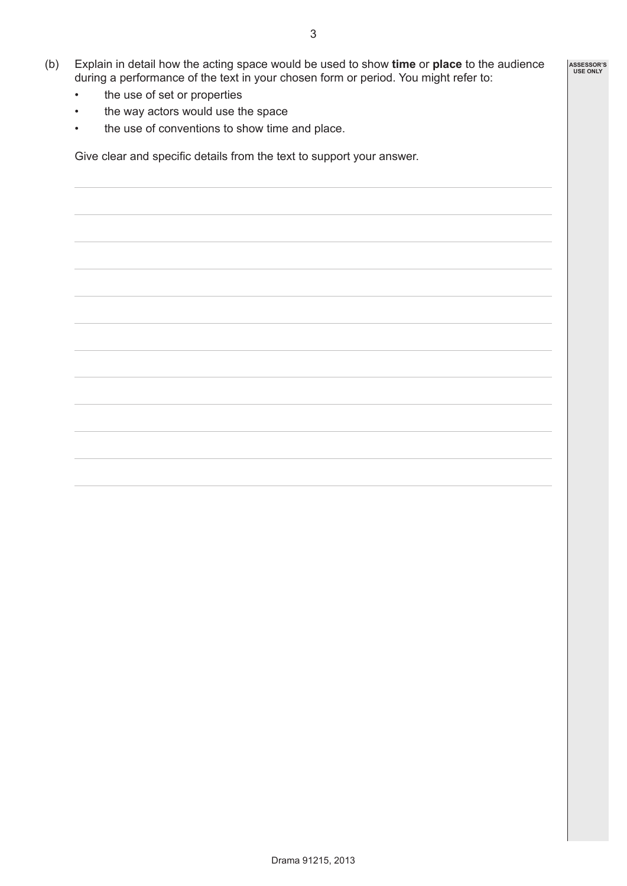(b) Explain in detail how the acting space would be used to show **time** or **place** to the audience during a performance of the text in your chosen form or period. You might refer to:

- the use of set or properties
- the way actors would use the space
- the use of conventions to show time and place.

Give clear and specific details from the text to support your answer.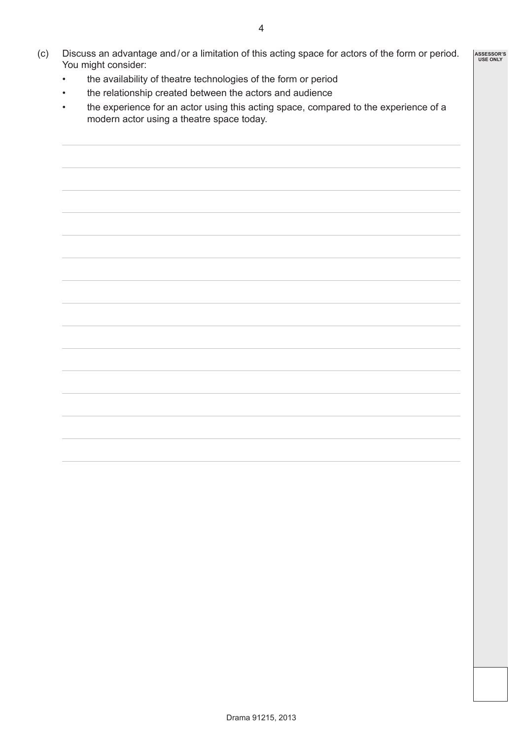(c) Discuss an advantage and / or a limitation of this acting space for actors of the form or period. You might consider:

- the availability of theatre technologies of the form or period
- the relationship created between the actors and audience
- the experience for an actor using this acting space, compared to the experience of a modern actor using a theatre space today.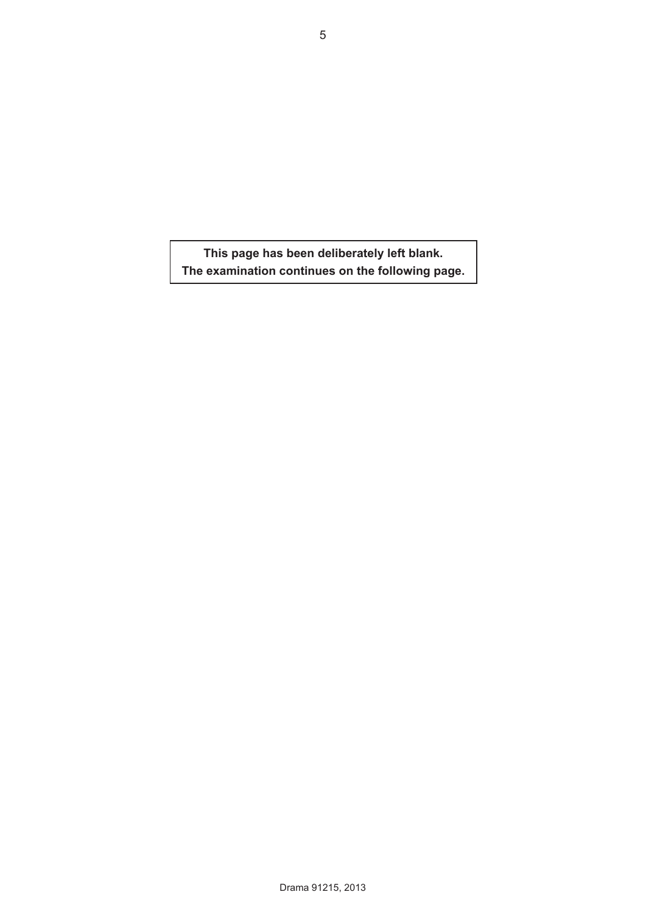**This page has been deliberately left blank.**
**The examination continues on the following page.**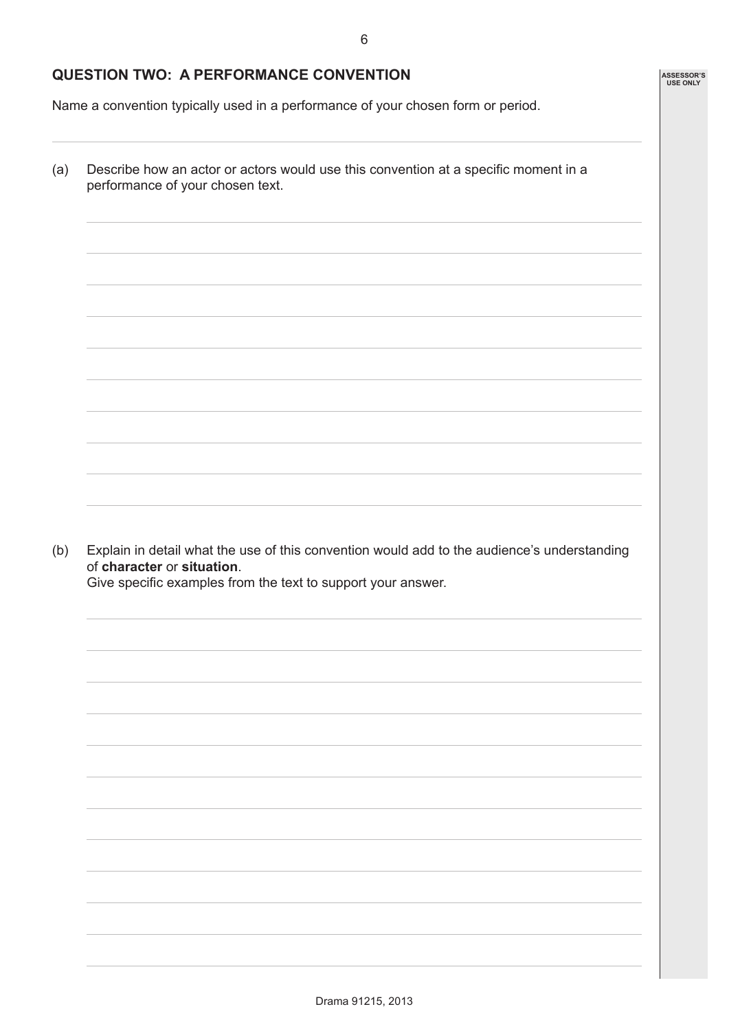## QUESTION TWO: A PERFORMANCE CONVENTION

Name a convention typically used in a performance of your chosen form or period.

(a) Describe how an actor or actors would use this convention at a specific moment in a performance of your chosen text.

(b) Explain in detail what the use of this convention would add to the audience's understanding of **character** or **situation**.
Give specific examples from the text to support your answer.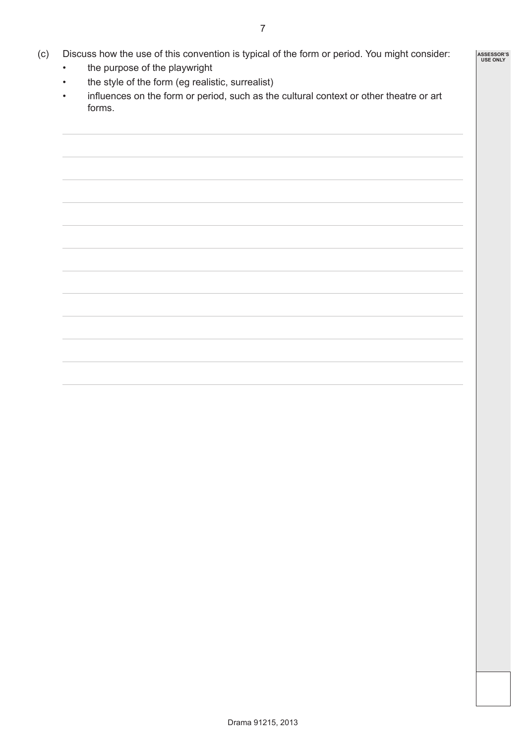(c) Discuss how the use of this convention is typical of the form or period. You might consider:

- the purpose of the playwright
- the style of the form (eg realistic, surrealist)
- influences on the form or period, such as the cultural context or other theatre or art forms.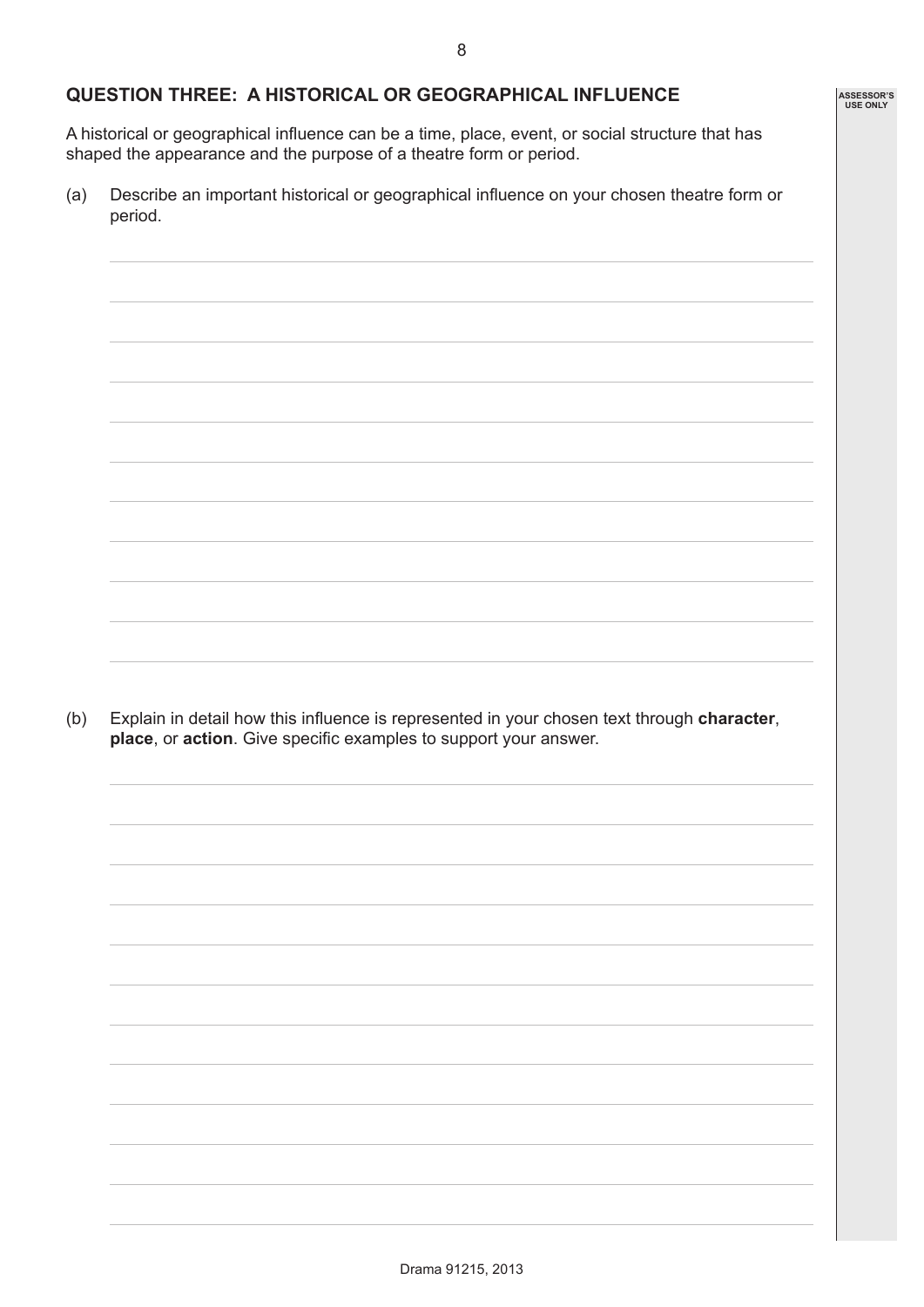## QUESTION THREE: A HISTORICAL OR GEOGRAPHICAL INFLUENCE

A historical or geographical influence can be a time, place, event, or social structure that has shaped the appearance and the purpose of a theatre form or period.

(a) Describe an important historical or geographical influence on your chosen theatre form or period.

(b) Explain in detail how this influence is represented in your chosen text through **character**, **place**, or **action**. Give specific examples to support your answer.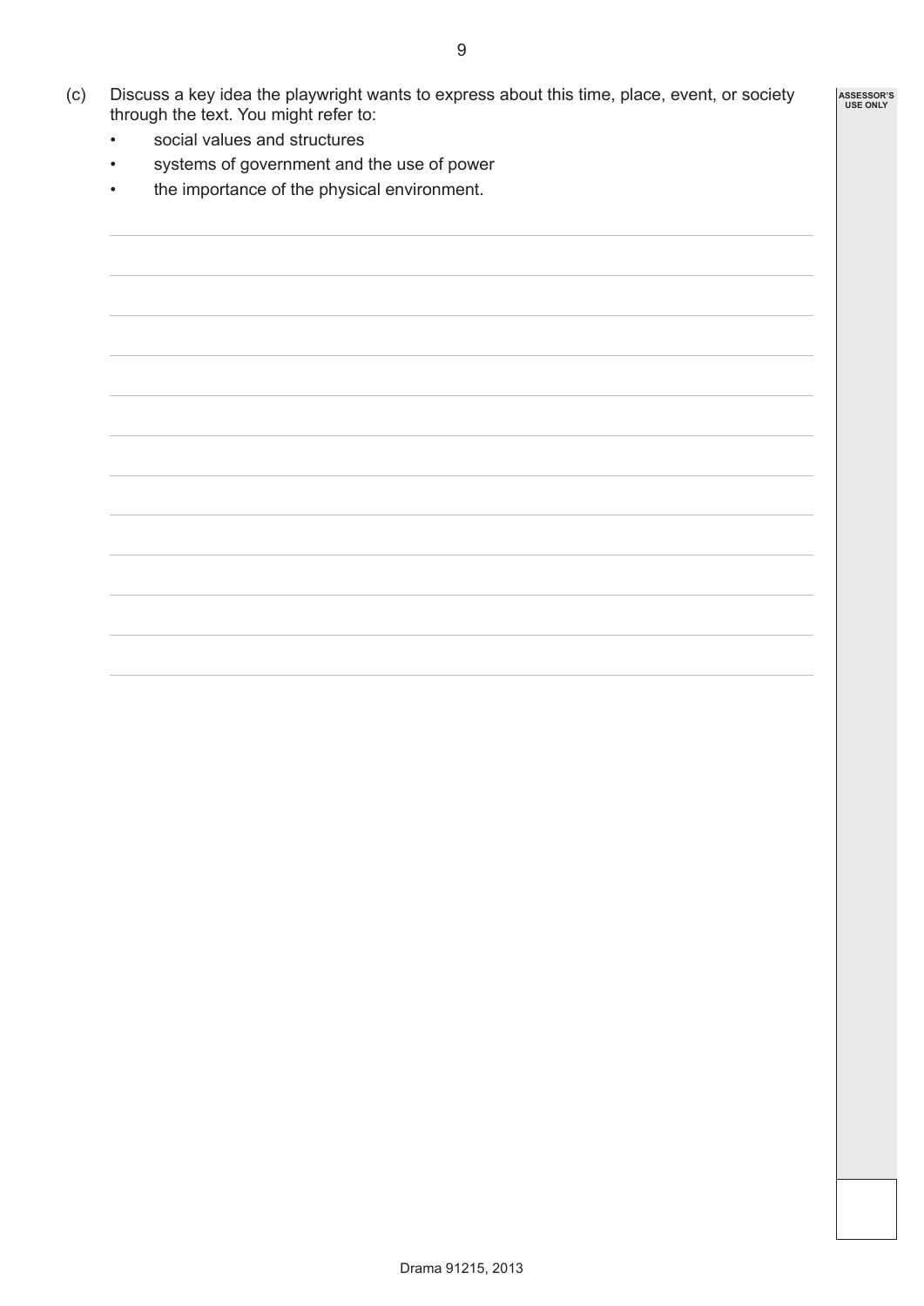(c) Discuss a key idea the playwright wants to express about this time, place, event, or society through the text. You might refer to:

- social values and structures
- systems of government and the use of power
- the importance of the physical environment.

ASSESSOR'S USE ONLY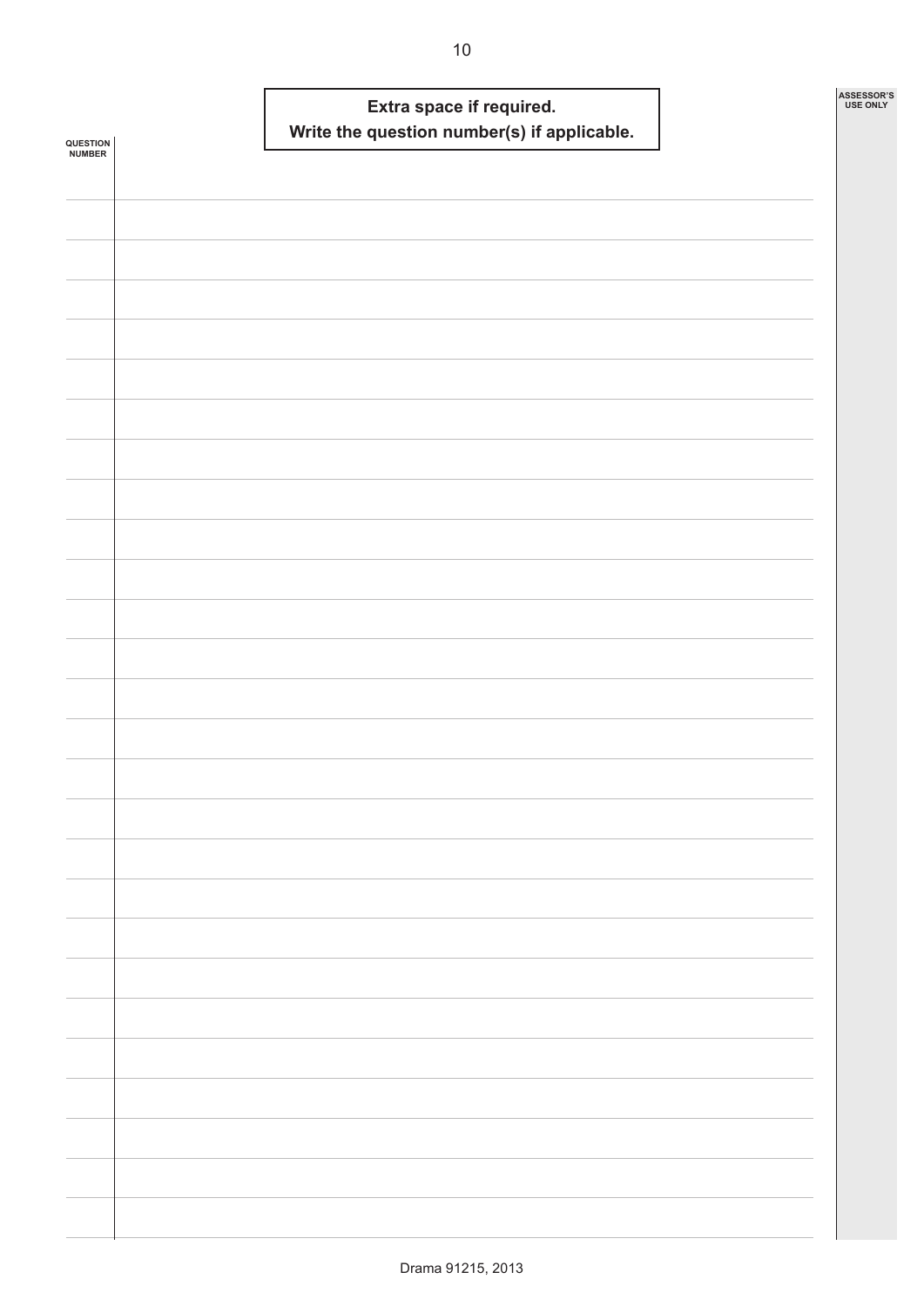**Extra space if required.**
**Write the question number(s) if applicable.**

QUESTION NUMBER

ASSESSOR'S USE ONLY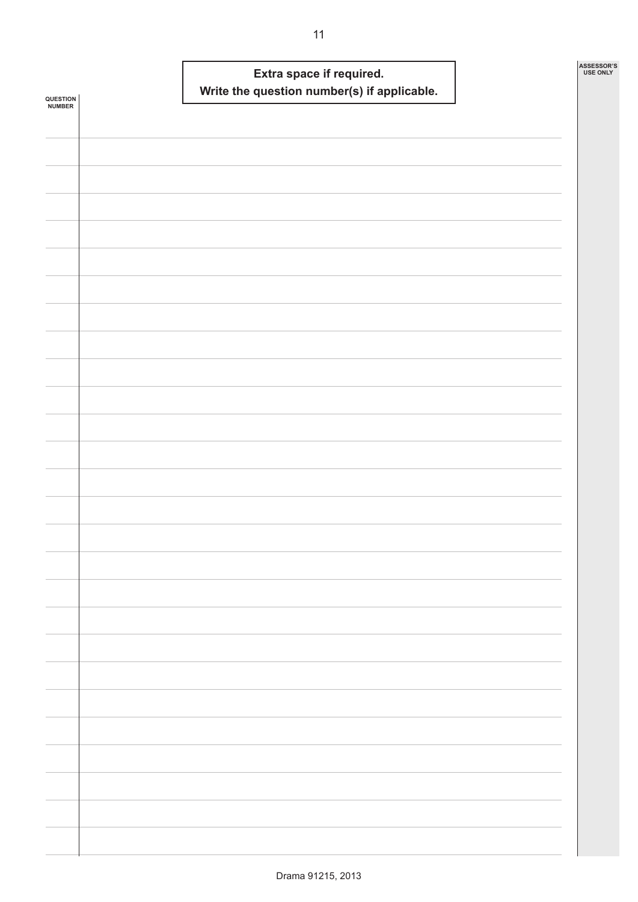**Extra space if required.**
**Write the question number(s) if applicable.**

QUESTION NUMBER

ASSESSOR'S USE ONLY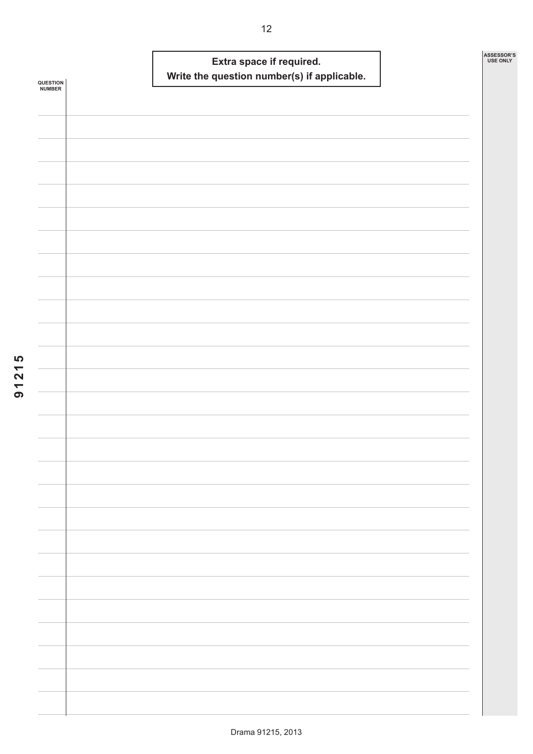**Extra space if required.**
**Write the question number(s) if applicable.**

QUESTION NUMBER

ASSESSOR'S USE ONLY